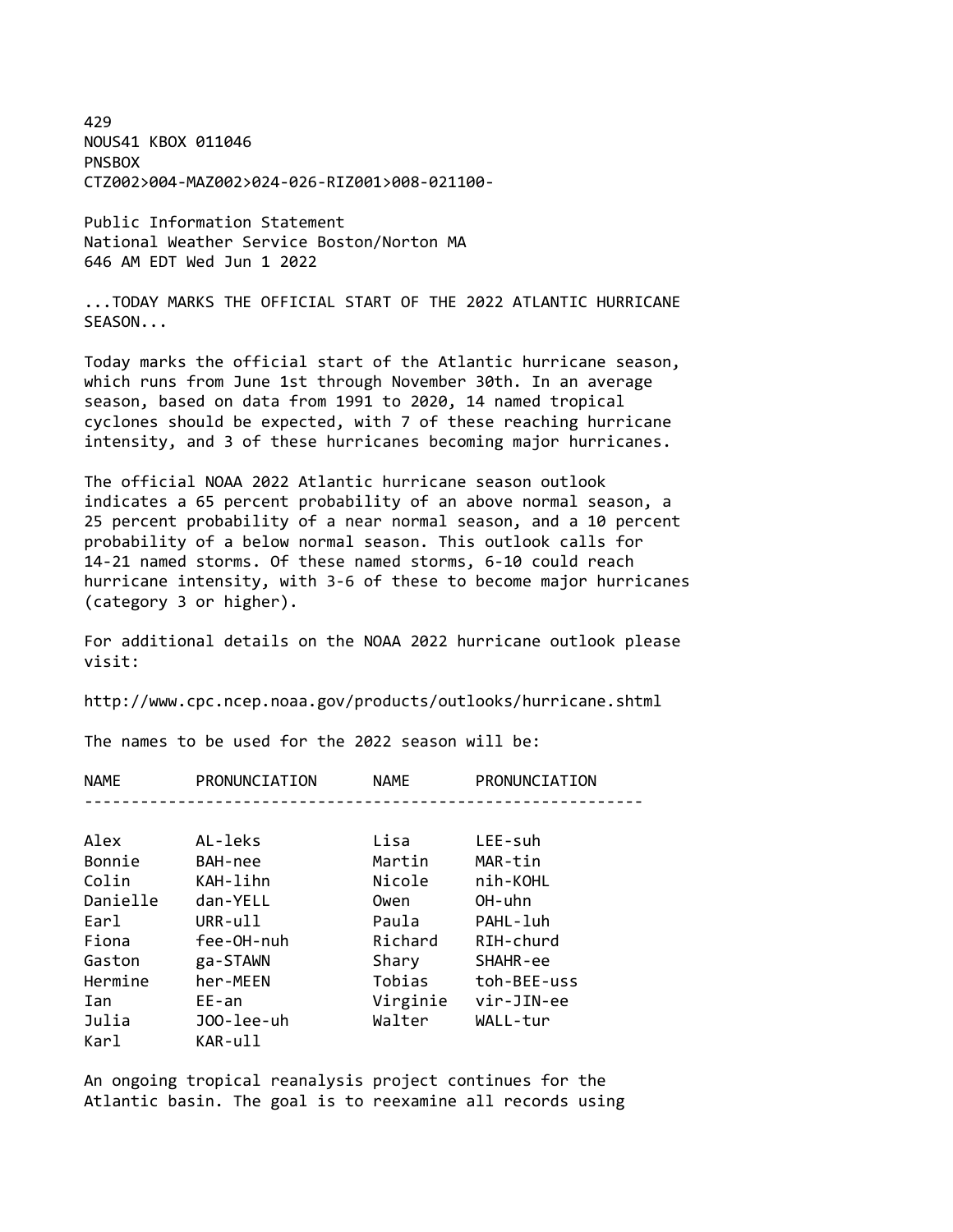429
NOUS41 KBOX 011046
PNSBOX
CTZ002>004-MAZ002>024-026-RIZ001>008-021100-

Public Information Statement
National Weather Service Boston/Norton MA
646 AM EDT Wed Jun 1 2022

...TODAY MARKS THE OFFICIAL START OF THE 2022 ATLANTIC HURRICANE SEASON...

Today marks the official start of the Atlantic hurricane season, which runs from June 1st through November 30th. In an average season, based on data from 1991 to 2020, 14 named tropical cyclones should be expected, with 7 of these reaching hurricane intensity, and 3 of these hurricanes becoming major hurricanes.

The official NOAA 2022 Atlantic hurricane season outlook indicates a 65 percent probability of an above normal season, a 25 percent probability of a near normal season, and a 10 percent probability of a below normal season. This outlook calls for 14-21 named storms. Of these named storms, 6-10 could reach hurricane intensity, with 3-6 of these to become major hurricanes (category 3 or higher).

For additional details on the NOAA 2022 hurricane outlook please visit:

http://www.cpc.ncep.noaa.gov/products/outlooks/hurricane.shtml

The names to be used for the 2022 season will be:

| NAME | PRONUNCIATION | NAME | PRONUNCIATION |
|---|---|---|---|
| Alex | AL-leks | Lisa | LEE-suh |
| Bonnie | BAH-nee | Martin | MAR-tin |
| Colin | KAH-lihn | Nicole | nih-KOHL |
| Danielle | dan-YELL | Owen | OH-uhn |
| Earl | URR-ull | Paula | PAHL-luh |
| Fiona | fee-OH-nuh | Richard | RIH-churd |
| Gaston | ga-STAWN | Shary | SHAHR-ee |
| Hermine | her-MEEN | Tobias | toh-BEE-uss |
| Ian | EE-an | Virginie | vir-JIN-ee |
| Julia | JOO-lee-uh | Walter | WALL-tur |
| Karl | KAR-ull | | |

An ongoing tropical reanalysis project continues for the Atlantic basin. The goal is to reexamine all records using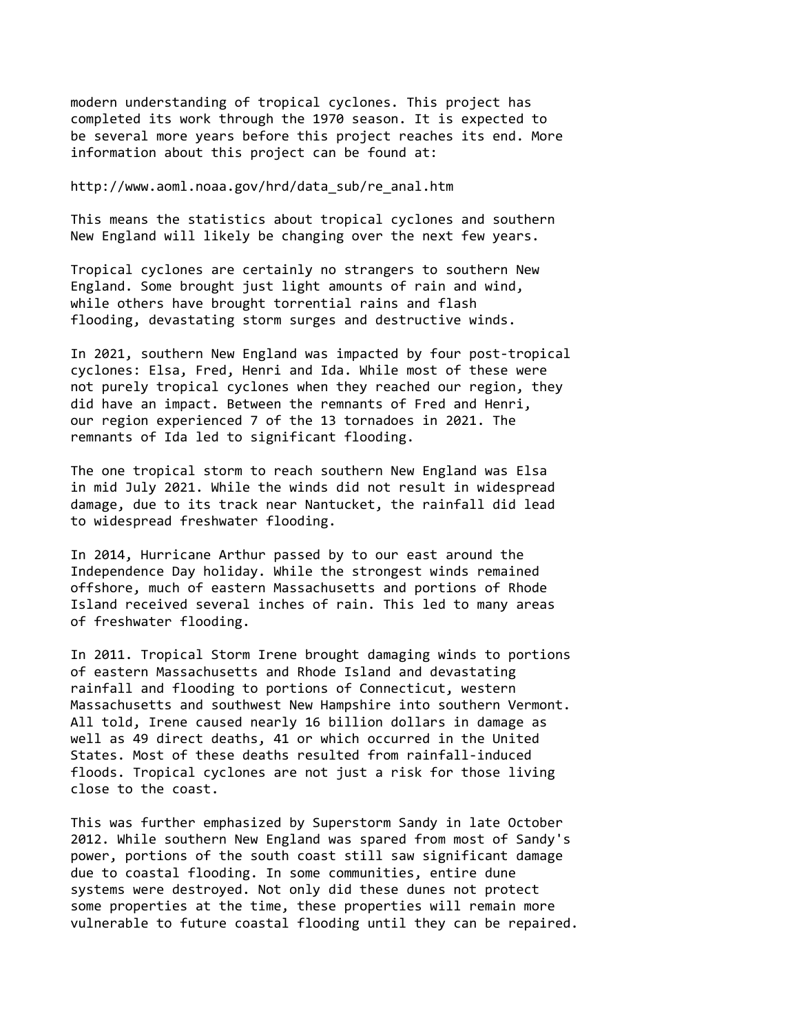modern understanding of tropical cyclones. This project has completed its work through the 1970 season. It is expected to be several more years before this project reaches its end. More information about this project can be found at:

http://www.aoml.noaa.gov/hrd/data_sub/re_anal.htm

This means the statistics about tropical cyclones and southern New England will likely be changing over the next few years.

Tropical cyclones are certainly no strangers to southern New England. Some brought just light amounts of rain and wind, while others have brought torrential rains and flash flooding, devastating storm surges and destructive winds.

In 2021, southern New England was impacted by four post-tropical cyclones: Elsa, Fred, Henri and Ida. While most of these were not purely tropical cyclones when they reached our region, they did have an impact. Between the remnants of Fred and Henri, our region experienced 7 of the 13 tornadoes in 2021. The remnants of Ida led to significant flooding.

The one tropical storm to reach southern New England was Elsa in mid July 2021. While the winds did not result in widespread damage, due to its track near Nantucket, the rainfall did lead to widespread freshwater flooding.

In 2014, Hurricane Arthur passed by to our east around the Independence Day holiday. While the strongest winds remained offshore, much of eastern Massachusetts and portions of Rhode Island received several inches of rain. This led to many areas of freshwater flooding.

In 2011. Tropical Storm Irene brought damaging winds to portions of eastern Massachusetts and Rhode Island and devastating rainfall and flooding to portions of Connecticut, western Massachusetts and southwest New Hampshire into southern Vermont. All told, Irene caused nearly 16 billion dollars in damage as well as 49 direct deaths, 41 or which occurred in the United States. Most of these deaths resulted from rainfall-induced floods. Tropical cyclones are not just a risk for those living close to the coast.

This was further emphasized by Superstorm Sandy in late October 2012. While southern New England was spared from most of Sandy's power, portions of the south coast still saw significant damage due to coastal flooding. In some communities, entire dune systems were destroyed. Not only did these dunes not protect some properties at the time, these properties will remain more vulnerable to future coastal flooding until they can be repaired.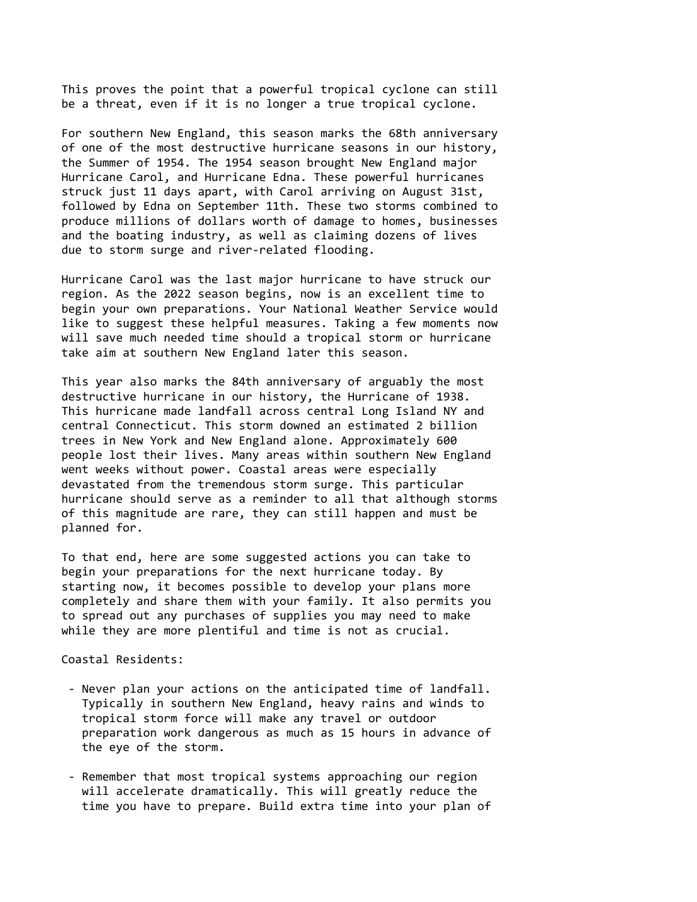This proves the point that a powerful tropical cyclone can still be a threat, even if it is no longer a true tropical cyclone.

For southern New England, this season marks the 68th anniversary of one of the most destructive hurricane seasons in our history, the Summer of 1954. The 1954 season brought New England major Hurricane Carol, and Hurricane Edna. These powerful hurricanes struck just 11 days apart, with Carol arriving on August 31st, followed by Edna on September 11th. These two storms combined to produce millions of dollars worth of damage to homes, businesses and the boating industry, as well as claiming dozens of lives due to storm surge and river-related flooding.

Hurricane Carol was the last major hurricane to have struck our region. As the 2022 season begins, now is an excellent time to begin your own preparations. Your National Weather Service would like to suggest these helpful measures. Taking a few moments now will save much needed time should a tropical storm or hurricane take aim at southern New England later this season.

This year also marks the 84th anniversary of arguably the most destructive hurricane in our history, the Hurricane of 1938. This hurricane made landfall across central Long Island NY and central Connecticut. This storm downed an estimated 2 billion trees in New York and New England alone. Approximately 600 people lost their lives. Many areas within southern New England went weeks without power. Coastal areas were especially devastated from the tremendous storm surge. This particular hurricane should serve as a reminder to all that although storms of this magnitude are rare, they can still happen and must be planned for.

To that end, here are some suggested actions you can take to begin your preparations for the next hurricane today. By starting now, it becomes possible to develop your plans more completely and share them with your family. It also permits you to spread out any purchases of supplies you may need to make while they are more plentiful and time is not as crucial.

Coastal Residents:

- Never plan your actions on the anticipated time of landfall. Typically in southern New England, heavy rains and winds to tropical storm force will make any travel or outdoor preparation work dangerous as much as 15 hours in advance of the eye of the storm.

- Remember that most tropical systems approaching our region will accelerate dramatically. This will greatly reduce the time you have to prepare. Build extra time into your plan of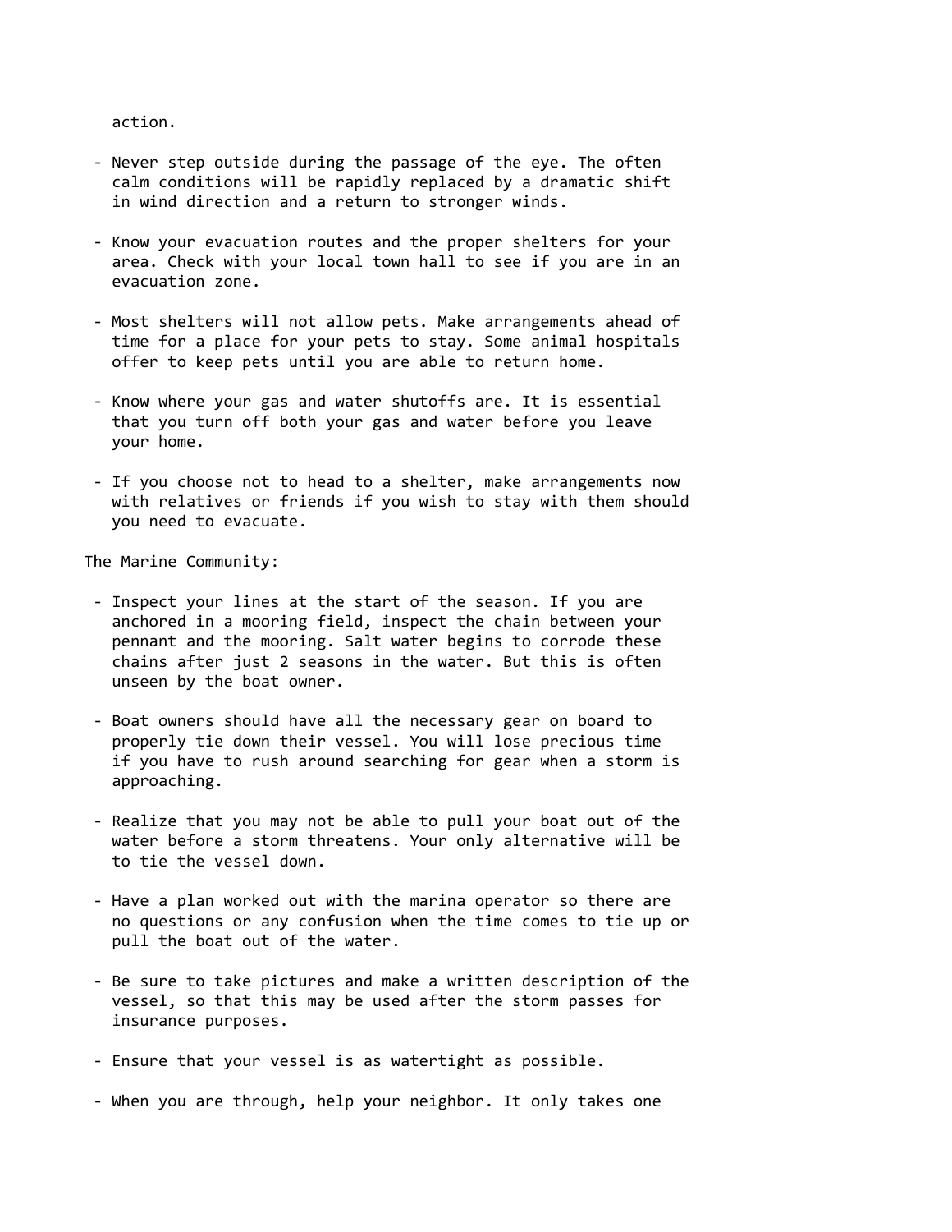action.

- Never step outside during the passage of the eye. The often calm conditions will be rapidly replaced by a dramatic shift in wind direction and a return to stronger winds.

- Know your evacuation routes and the proper shelters for your area. Check with your local town hall to see if you are in an evacuation zone.

- Most shelters will not allow pets. Make arrangements ahead of time for a place for your pets to stay. Some animal hospitals offer to keep pets until you are able to return home.

- Know where your gas and water shutoffs are. It is essential that you turn off both your gas and water before you leave your home.

- If you choose not to head to a shelter, make arrangements now with relatives or friends if you wish to stay with them should you need to evacuate.

The Marine Community:

- Inspect your lines at the start of the season. If you are anchored in a mooring field, inspect the chain between your pennant and the mooring. Salt water begins to corrode these chains after just 2 seasons in the water. But this is often unseen by the boat owner.

- Boat owners should have all the necessary gear on board to properly tie down their vessel. You will lose precious time if you have to rush around searching for gear when a storm is approaching.

- Realize that you may not be able to pull your boat out of the water before a storm threatens. Your only alternative will be to tie the vessel down.

- Have a plan worked out with the marina operator so there are no questions or any confusion when the time comes to tie up or pull the boat out of the water.

- Be sure to take pictures and make a written description of the vessel, so that this may be used after the storm passes for insurance purposes.

- Ensure that your vessel is as watertight as possible.

- When you are through, help your neighbor. It only takes one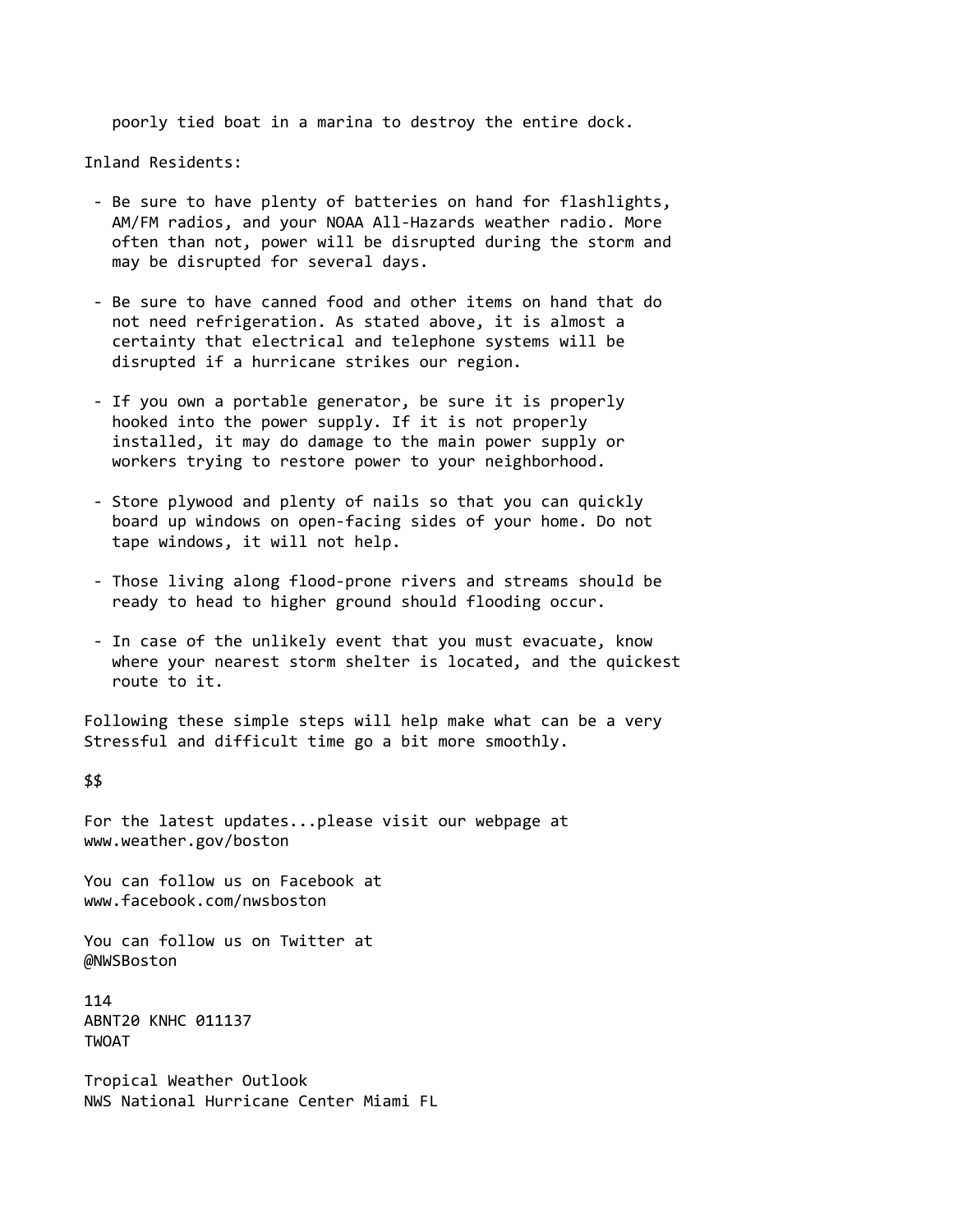poorly tied boat in a marina to destroy the entire dock.

Inland Residents:

- Be sure to have plenty of batteries on hand for flashlights, AM/FM radios, and your NOAA All-Hazards weather radio. More often than not, power will be disrupted during the storm and may be disrupted for several days.

- Be sure to have canned food and other items on hand that do not need refrigeration. As stated above, it is almost a certainty that electrical and telephone systems will be disrupted if a hurricane strikes our region.

- If you own a portable generator, be sure it is properly hooked into the power supply. If it is not properly installed, it may do damage to the main power supply or workers trying to restore power to your neighborhood.

- Store plywood and plenty of nails so that you can quickly board up windows on open-facing sides of your home. Do not tape windows, it will not help.

- Those living along flood-prone rivers and streams should be ready to head to higher ground should flooding occur.

- In case of the unlikely event that you must evacuate, know where your nearest storm shelter is located, and the quickest route to it.

Following these simple steps will help make what can be a very Stressful and difficult time go a bit more smoothly.

$$

For the latest updates...please visit our webpage at www.weather.gov/boston

You can follow us on Facebook at www.facebook.com/nwsboston

You can follow us on Twitter at @NWSBoston

114
ABNT20 KNHC 011137
TWOAT

Tropical Weather Outlook
NWS National Hurricane Center Miami FL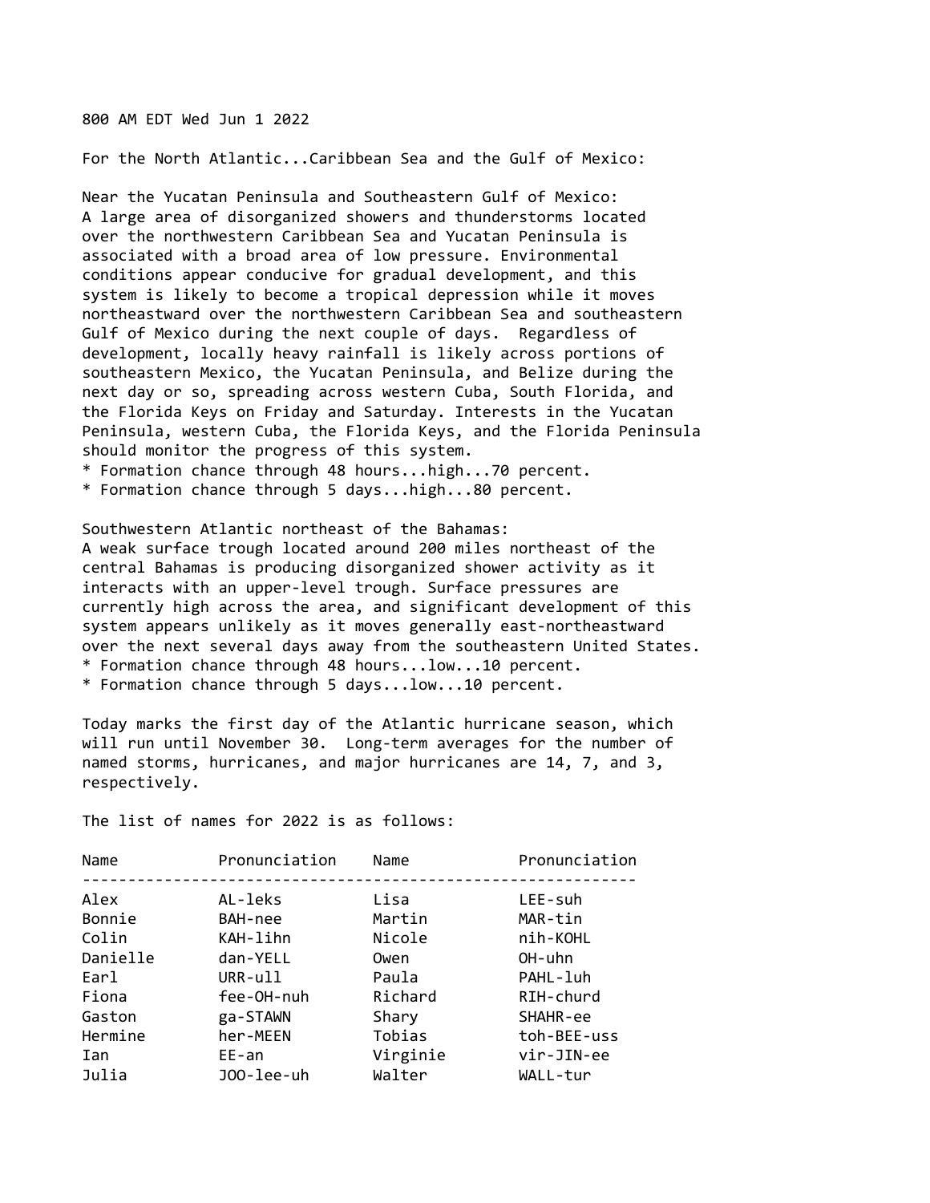800 AM EDT Wed Jun 1 2022

For the North Atlantic...Caribbean Sea and the Gulf of Mexico:

Near the Yucatan Peninsula and Southeastern Gulf of Mexico:
A large area of disorganized showers and thunderstorms located over the northwestern Caribbean Sea and Yucatan Peninsula is associated with a broad area of low pressure. Environmental conditions appear conducive for gradual development, and this system is likely to become a tropical depression while it moves northeastward over the northwestern Caribbean Sea and southeastern Gulf of Mexico during the next couple of days. Regardless of development, locally heavy rainfall is likely across portions of southeastern Mexico, the Yucatan Peninsula, and Belize during the next day or so, spreading across western Cuba, South Florida, and the Florida Keys on Friday and Saturday. Interests in the Yucatan Peninsula, western Cuba, the Florida Keys, and the Florida Peninsula should monitor the progress of this system.

* Formation chance through 48 hours...high...70 percent.
* Formation chance through 5 days...high...80 percent.

Southwestern Atlantic northeast of the Bahamas:
A weak surface trough located around 200 miles northeast of the central Bahamas is producing disorganized shower activity as it interacts with an upper-level trough. Surface pressures are currently high across the area, and significant development of this system appears unlikely as it moves generally east-northeastward over the next several days away from the southeastern United States.

* Formation chance through 48 hours...low...10 percent.
* Formation chance through 5 days...low...10 percent.

Today marks the first day of the Atlantic hurricane season, which will run until November 30. Long-term averages for the number of named storms, hurricanes, and major hurricanes are 14, 7, and 3, respectively.

The list of names for 2022 is as follows:

| Name | Pronunciation | Name | Pronunciation |
|---|---|---|---|
| Alex | AL-leks | Lisa | LEE-suh |
| Bonnie | BAH-nee | Martin | MAR-tin |
| Colin | KAH-lihn | Nicole | nih-KOHL |
| Danielle | dan-YELL | Owen | OH-uhn |
| Earl | URR-ull | Paula | PAHL-luh |
| Fiona | fee-OH-nuh | Richard | RIH-churd |
| Gaston | ga-STAWN | Shary | SHAHR-ee |
| Hermine | her-MEEN | Tobias | toh-BEE-uss |
| Ian | EE-an | Virginie | vir-JIN-ee |
| Julia | JOO-lee-uh | Walter | WALL-tur |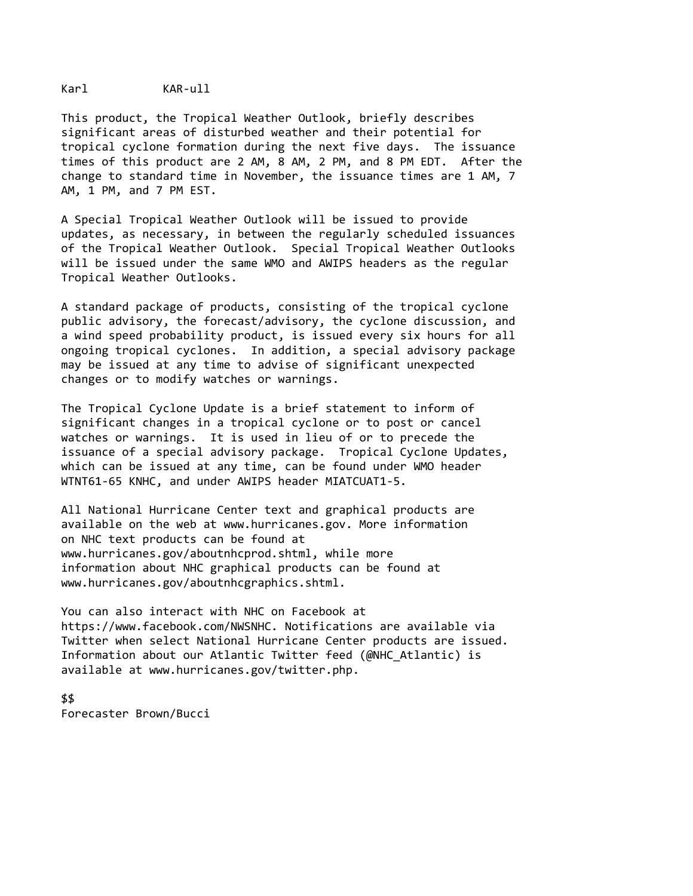Karl KAR-ull

This product, the Tropical Weather Outlook, briefly describes significant areas of disturbed weather and their potential for tropical cyclone formation during the next five days. The issuance times of this product are 2 AM, 8 AM, 2 PM, and 8 PM EDT. After the change to standard time in November, the issuance times are 1 AM, 7 AM, 1 PM, and 7 PM EST.

A Special Tropical Weather Outlook will be issued to provide updates, as necessary, in between the regularly scheduled issuances of the Tropical Weather Outlook. Special Tropical Weather Outlooks will be issued under the same WMO and AWIPS headers as the regular Tropical Weather Outlooks.

A standard package of products, consisting of the tropical cyclone public advisory, the forecast/advisory, the cyclone discussion, and a wind speed probability product, is issued every six hours for all ongoing tropical cyclones. In addition, a special advisory package may be issued at any time to advise of significant unexpected changes or to modify watches or warnings.

The Tropical Cyclone Update is a brief statement to inform of significant changes in a tropical cyclone or to post or cancel watches or warnings. It is used in lieu of or to precede the issuance of a special advisory package. Tropical Cyclone Updates, which can be issued at any time, can be found under WMO header WTNT61-65 KNHC, and under AWIPS header MIATCUAT1-5.

All National Hurricane Center text and graphical products are available on the web at www.hurricanes.gov. More information on NHC text products can be found at www.hurricanes.gov/aboutnhcprod.shtml, while more information about NHC graphical products can be found at www.hurricanes.gov/aboutnhcgraphics.shtml.

You can also interact with NHC on Facebook at https://www.facebook.com/NWSNHC. Notifications are available via Twitter when select National Hurricane Center products are issued. Information about our Atlantic Twitter feed (@NHC_Atlantic) is available at www.hurricanes.gov/twitter.php.

$$
Forecaster Brown/Bucci